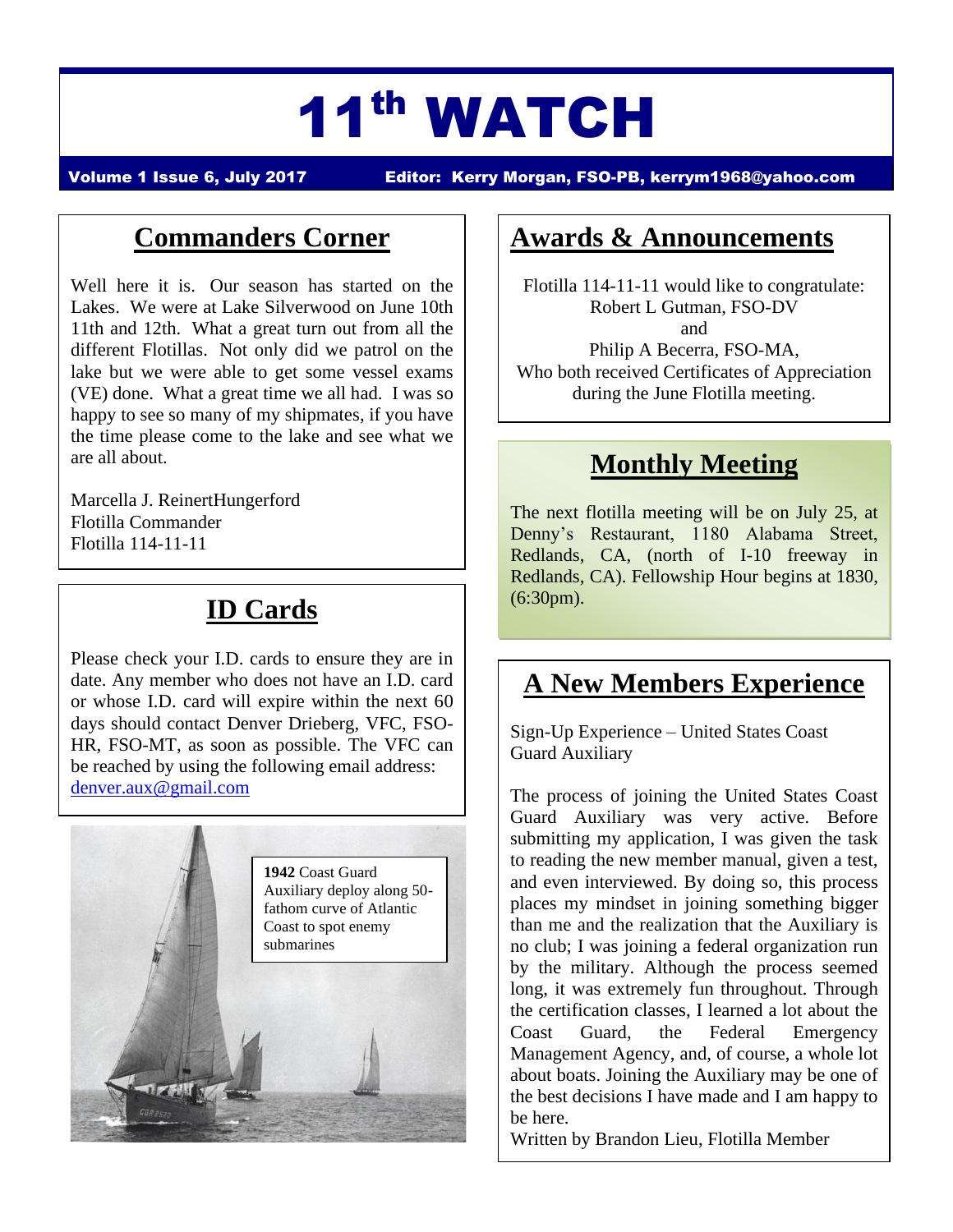# 11[th] WATCH

**Volume 1 Issue 6, July 2017** **Editor: Kerry Morgan, FSO-PB, kerrym1968@yahoo.com**

## Commanders Corner

Well here it is. Our season has started on the Lakes. We were at Lake Silverwood on June 10th 11th and 12th. What a great turn out from all the different Flotillas. Not only did we patrol on the lake but we were able to get some vessel exams (VE) done. What a great time we all had. I was so happy to see so many of my shipmates, if you have the time please come to the lake and see what we are all about.

Marcella J. ReinertHungerford
Flotilla Commander
Flotilla 114-11-11

## ID Cards

Please check your I.D. cards to ensure they are in date. Any member who does not have an I.D. card or whose I.D. card will expire within the next 60 days should contact Denver Drieberg, VFC, FSO-HR, FSO-MT, as soon as possible. The VFC can be reached by using the following email address: denver.aux@gmail.com

**1942** Coast Guard Auxiliary deploy along 50-fathom curve of Atlantic Coast to spot enemy submarines

## Awards & Announcements

Flotilla 114-11-11 would like to congratulate:
Robert L Gutman, FSO-DV
and
Philip A Becerra, FSO-MA,
Who both received Certificates of Appreciation during the June Flotilla meeting.

## Monthly Meeting

The next flotilla meeting will be on July 25, at Denny's Restaurant, 1180 Alabama Street, Redlands, CA, (north of I-10 freeway in Redlands, CA). Fellowship Hour begins at 1830, (6:30pm).

## A New Members Experience

Sign-Up Experience – United States Coast Guard Auxiliary

The process of joining the United States Coast Guard Auxiliary was very active. Before submitting my application, I was given the task to reading the new member manual, given a test, and even interviewed. By doing so, this process places my mindset in joining something bigger than me and the realization that the Auxiliary is no club; I was joining a federal organization run by the military. Although the process seemed long, it was extremely fun throughout. Through the certification classes, I learned a lot about the Coast Guard, the Federal Emergency Management Agency, and, of course, a whole lot about boats. Joining the Auxiliary may be one of the best decisions I have made and I am happy to be here.

Written by Brandon Lieu, Flotilla Member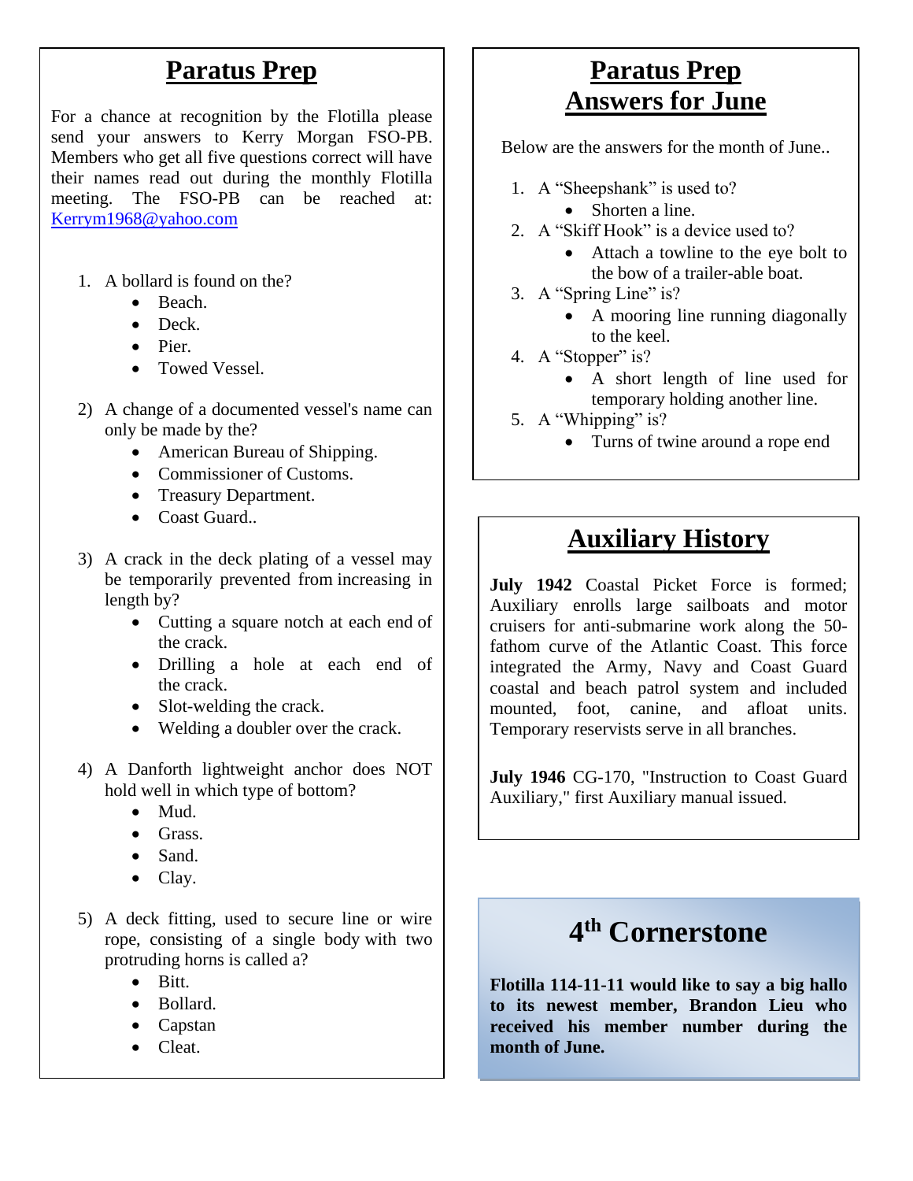## Paratus Prep

For a chance at recognition by the Flotilla please send your answers to Kerry Morgan FSO-PB. Members who get all five questions correct will have their names read out during the monthly Flotilla meeting. The FSO-PB can be reached at: Kerrym1968@yahoo.com

1. A bollard is found on the?
   - Beach.
   - Deck.
   - Pier.
   - Towed Vessel.

2) A change of a documented vessel's name can only be made by the?
   - American Bureau of Shipping.
   - Commissioner of Customs.
   - Treasury Department.
   - Coast Guard..

3) A crack in the deck plating of a vessel may be temporarily prevented from increasing in length by?
   - Cutting a square notch at each end of the crack.
   - Drilling a hole at each end of the crack.
   - Slot-welding the crack.
   - Welding a doubler over the crack.

4) A Danforth lightweight anchor does NOT hold well in which type of bottom?
   - Mud.
   - Grass.
   - Sand.
   - Clay.

5) A deck fitting, used to secure line or wire rope, consisting of a single body with two protruding horns is called a?
   - Bitt.
   - Bollard.
   - Capstan
   - Cleat.

## Paratus Prep Answers for June

Below are the answers for the month of June..

1. A "Sheepshank" is used to?
   - Shorten a line.
2. A "Skiff Hook" is a device used to?
   - Attach a towline to the eye bolt to the bow of a trailer-able boat.
3. A "Spring Line" is?
   - A mooring line running diagonally to the keel.
4. A "Stopper" is?
   - A short length of line used for temporary holding another line.
5. A "Whipping" is?
   - Turns of twine around a rope end

## Auxiliary History

**July 1942** Coastal Picket Force is formed; Auxiliary enrolls large sailboats and motor cruisers for anti-submarine work along the 50-fathom curve of the Atlantic Coast. This force integrated the Army, Navy and Coast Guard coastal and beach patrol system and included mounted, foot, canine, and afloat units. Temporary reservists serve in all branches.

**July 1946** CG-170, "Instruction to Coast Guard Auxiliary," first Auxiliary manual issued.

## 4th Cornerstone

**Flotilla 114-11-11 would like to say a big hallo to its newest member, Brandon Lieu who received his member number during the month of June.**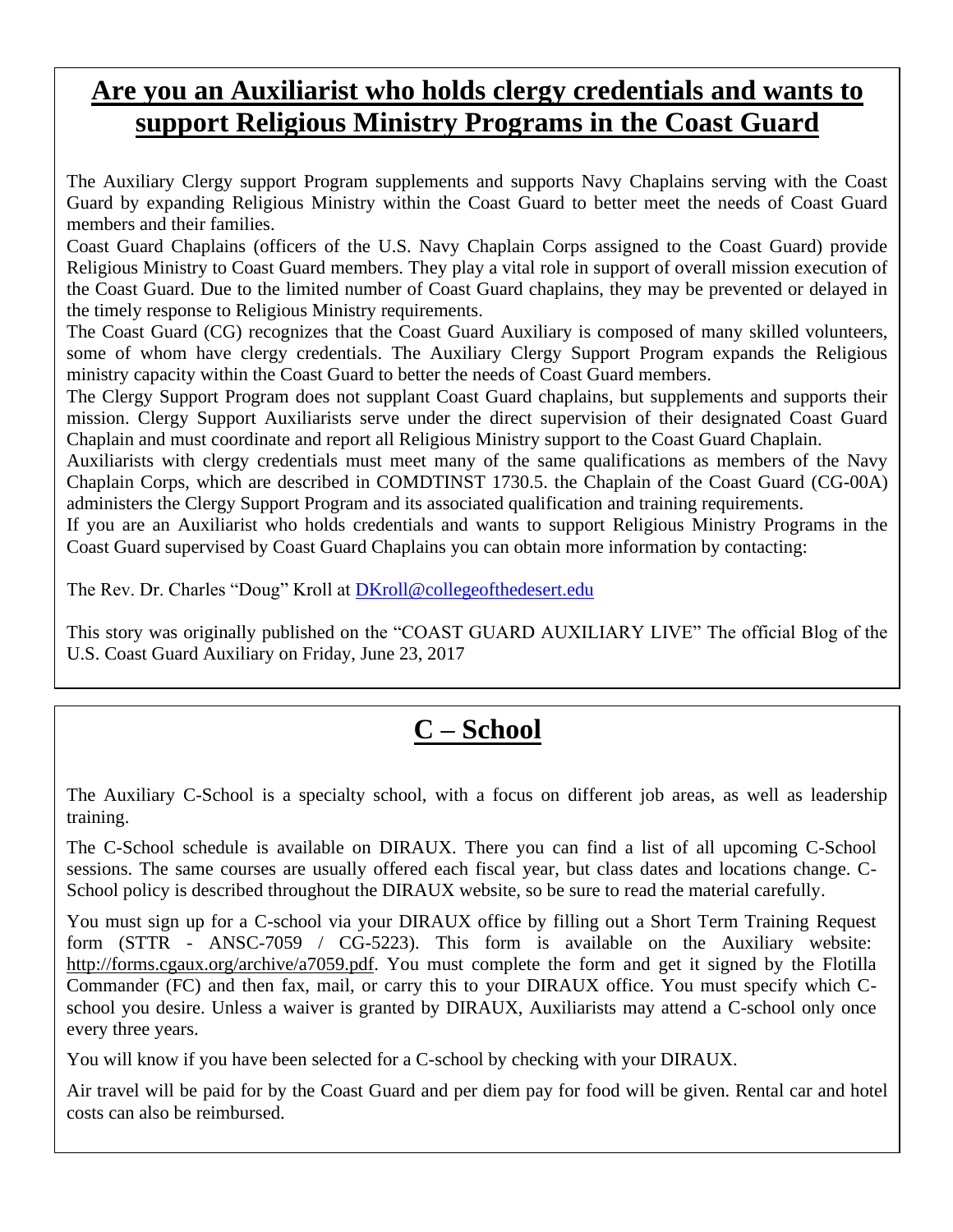## Are you an Auxiliarist who holds clergy credentials and wants to support Religious Ministry Programs in the Coast Guard

The Auxiliary Clergy support Program supplements and supports Navy Chaplains serving with the Coast Guard by expanding Religious Ministry within the Coast Guard to better meet the needs of Coast Guard members and their families.

Coast Guard Chaplains (officers of the U.S. Navy Chaplain Corps assigned to the Coast Guard) provide Religious Ministry to Coast Guard members. They play a vital role in support of overall mission execution of the Coast Guard. Due to the limited number of Coast Guard chaplains, they may be prevented or delayed in the timely response to Religious Ministry requirements.

The Coast Guard (CG) recognizes that the Coast Guard Auxiliary is composed of many skilled volunteers, some of whom have clergy credentials. The Auxiliary Clergy Support Program expands the Religious ministry capacity within the Coast Guard to better the needs of Coast Guard members.

The Clergy Support Program does not supplant Coast Guard chaplains, but supplements and supports their mission. Clergy Support Auxiliarists serve under the direct supervision of their designated Coast Guard Chaplain and must coordinate and report all Religious Ministry support to the Coast Guard Chaplain.

Auxiliarists with clergy credentials must meet many of the same qualifications as members of the Navy Chaplain Corps, which are described in COMDTINST 1730.5. the Chaplain of the Coast Guard (CG-00A) administers the Clergy Support Program and its associated qualification and training requirements.

If you are an Auxiliarist who holds credentials and wants to support Religious Ministry Programs in the Coast Guard supervised by Coast Guard Chaplains you can obtain more information by contacting:

The Rev. Dr. Charles "Doug" Kroll at DKroll@collegeofthedesert.edu

This story was originally published on the "COAST GUARD AUXILIARY LIVE" The official Blog of the U.S. Coast Guard Auxiliary on Friday, June 23, 2017

## C – School

The Auxiliary C-School is a specialty school, with a focus on different job areas, as well as leadership training.

The C-School schedule is available on DIRAUX. There you can find a list of all upcoming C-School sessions. The same courses are usually offered each fiscal year, but class dates and locations change. C-School policy is described throughout the DIRAUX website, so be sure to read the material carefully.

You must sign up for a C-school via your DIRAUX office by filling out a Short Term Training Request form (STTR - ANSC-7059 / CG-5223). This form is available on the Auxiliary website: http://forms.cgaux.org/archive/a7059.pdf. You must complete the form and get it signed by the Flotilla Commander (FC) and then fax, mail, or carry this to your DIRAUX office. You must specify which C-school you desire. Unless a waiver is granted by DIRAUX, Auxiliarists may attend a C-school only once every three years.

You will know if you have been selected for a C-school by checking with your DIRAUX.

Air travel will be paid for by the Coast Guard and per diem pay for food will be given. Rental car and hotel costs can also be reimbursed.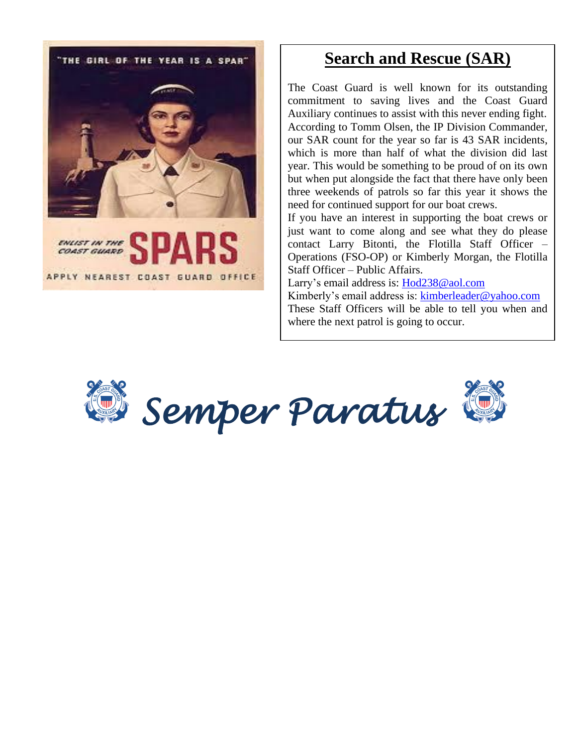## Search and Rescue (SAR)

The Coast Guard is well known for its outstanding commitment to saving lives and the Coast Guard Auxiliary continues to assist with this never ending fight. According to Tomm Olsen, the IP Division Commander, our SAR count for the year so far is 43 SAR incidents, which is more than half of what the division did last year. This would be something to be proud of on its own but when put alongside the fact that there have only been three weekends of patrols so far this year it shows the need for continued support for our boat crews.

If you have an interest in supporting the boat crews or just want to come along and see what they do please contact Larry Bitonti, the Flotilla Staff Officer – Operations (FSO-OP) or Kimberly Morgan, the Flotilla Staff Officer – Public Affairs.

Larry's email address is: Hod238@aol.com

Kimberly's email address is: kimberleader@yahoo.com

These Staff Officers will be able to tell you when and where the next patrol is going to occur.

*Semper Paratus*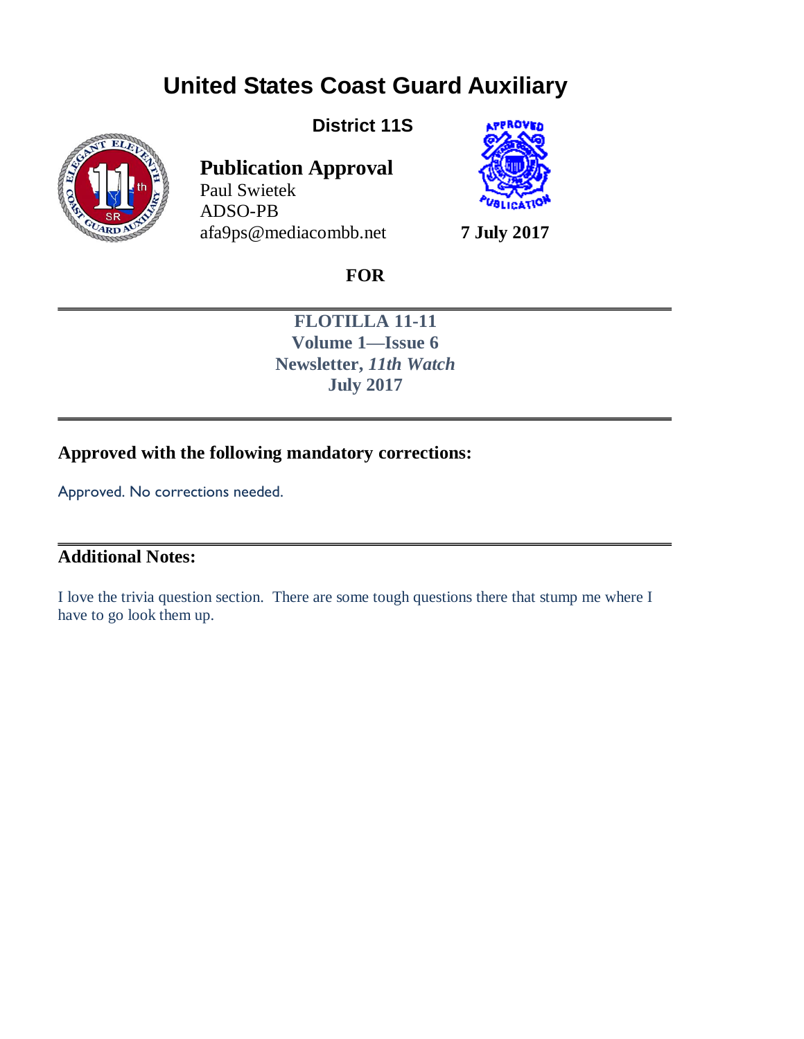# United States Coast Guard Auxiliary

**District 11S**

## Publication Approval

Paul Swietek
ADSO-PB
afa9ps@mediacombb.net

**7 July 2017**

**FOR**

---

**FLOTILLA 11-11**
**Volume 1—Issue 6**
**Newsletter, *11th Watch***
**July 2017**

---

### Approved with the following mandatory corrections:

Approved. No corrections needed.

---

### Additional Notes:

I love the trivia question section. There are some tough questions there that stump me where I have to go look them up.